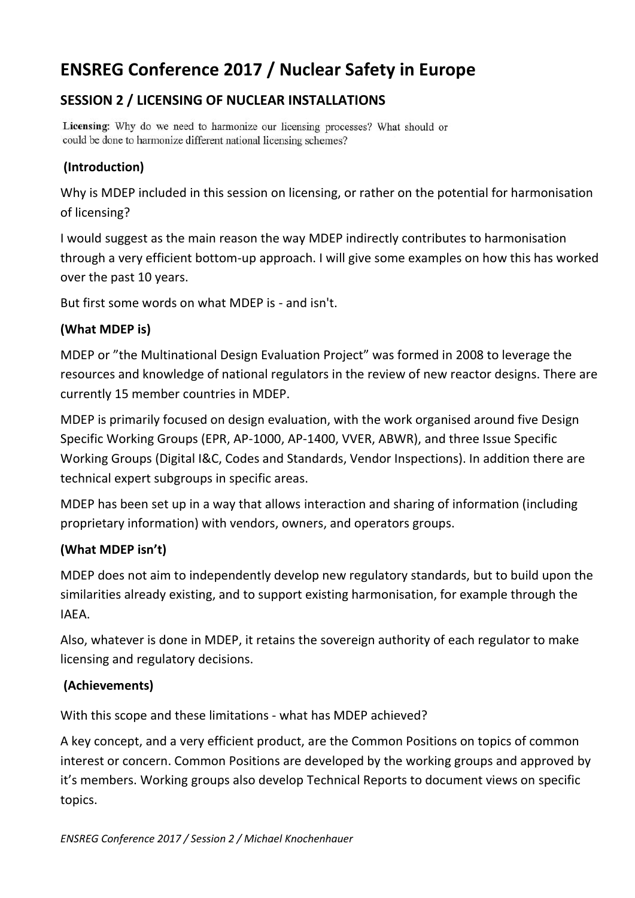# ENSREG Conference 2017 / Nuclear Safety in Europe

## SESSION 2 / LICENSING OF NUCLEAR INSTALLATIONS

**Licensing**: Why do we need to harmonize our licensing processes? What should or could be done to harmonize different national licensing schemes?

### (Introduction)

Why is MDEP included in this session on licensing, or rather on the potential for harmonisation of licensing?

I would suggest as the main reason the way MDEP indirectly contributes to harmonisation through a very efficient bottom-up approach. I will give some examples on how this has worked over the past 10 years.

But first some words on what MDEP is - and isn't.

### (What MDEP is)

MDEP or "the Multinational Design Evaluation Project" was formed in 2008 to leverage the resources and knowledge of national regulators in the review of new reactor designs. There are currently 15 member countries in MDEP.

MDEP is primarily focused on design evaluation, with the work organised around five Design Specific Working Groups (EPR, AP-1000, AP-1400, VVER, ABWR), and three Issue Specific Working Groups (Digital I&C, Codes and Standards, Vendor Inspections). In addition there are technical expert subgroups in specific areas.

MDEP has been set up in a way that allows interaction and sharing of information (including proprietary information) with vendors, owners, and operators groups.

### (What MDEP isn't)

MDEP does not aim to independently develop new regulatory standards, but to build upon the similarities already existing, and to support existing harmonisation, for example through the IAEA.

Also, whatever is done in MDEP, it retains the sovereign authority of each regulator to make licensing and regulatory decisions.

### (Achievements)

With this scope and these limitations - what has MDEP achieved?

A key concept, and a very efficient product, are the Common Positions on topics of common interest or concern. Common Positions are developed by the working groups and approved by it's members. Working groups also develop Technical Reports to document views on specific topics.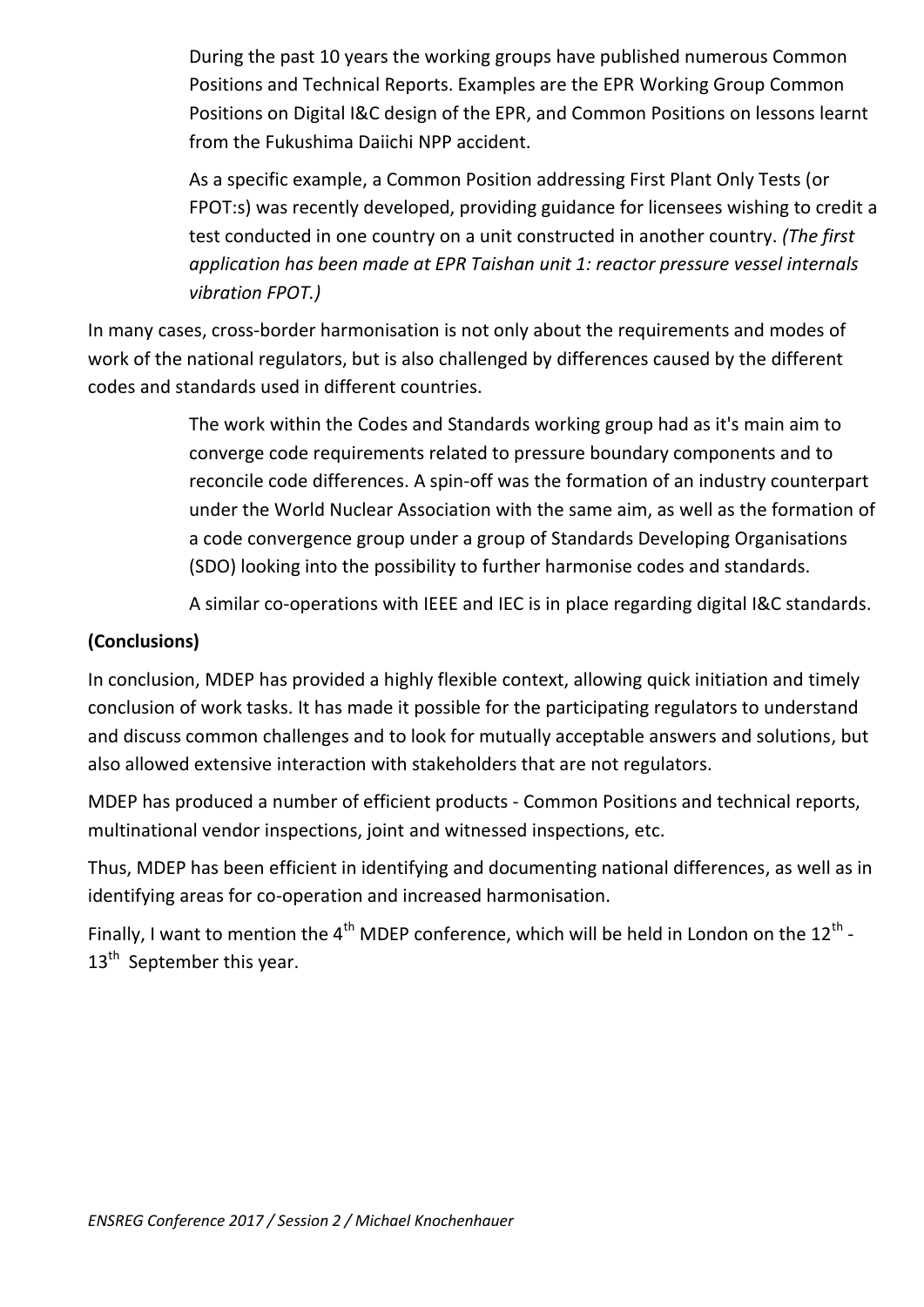During the past 10 years the working groups have published numerous Common Positions and Technical Reports. Examples are the EPR Working Group Common Positions on Digital I&C design of the EPR, and Common Positions on lessons learnt from the Fukushima Daiichi NPP accident.

As a specific example, a Common Position addressing First Plant Only Tests (or FPOT:s) was recently developed, providing guidance for licensees wishing to credit a test conducted in one country on a unit constructed in another country. *(The first application has been made at EPR Taishan unit 1: reactor pressure vessel internals vibration FPOT.)*

In many cases, cross-border harmonisation is not only about the requirements and modes of work of the national regulators, but is also challenged by differences caused by the different codes and standards used in different countries.

The work within the Codes and Standards working group had as it's main aim to converge code requirements related to pressure boundary components and to reconcile code differences. A spin-off was the formation of an industry counterpart under the World Nuclear Association with the same aim, as well as the formation of a code convergence group under a group of Standards Developing Organisations (SDO) looking into the possibility to further harmonise codes and standards.

A similar co-operations with IEEE and IEC is in place regarding digital I&C standards.

**(Conclusions)**

In conclusion, MDEP has provided a highly flexible context, allowing quick initiation and timely conclusion of work tasks. It has made it possible for the participating regulators to understand and discuss common challenges and to look for mutually acceptable answers and solutions, but also allowed extensive interaction with stakeholders that are not regulators.

MDEP has produced a number of efficient products - Common Positions and technical reports, multinational vendor inspections, joint and witnessed inspections, etc.

Thus, MDEP has been efficient in identifying and documenting national differences, as well as in identifying areas for co-operation and increased harmonisation.

Finally, I want to mention the 4th MDEP conference, which will be held in London on the 12th - 13th September this year.